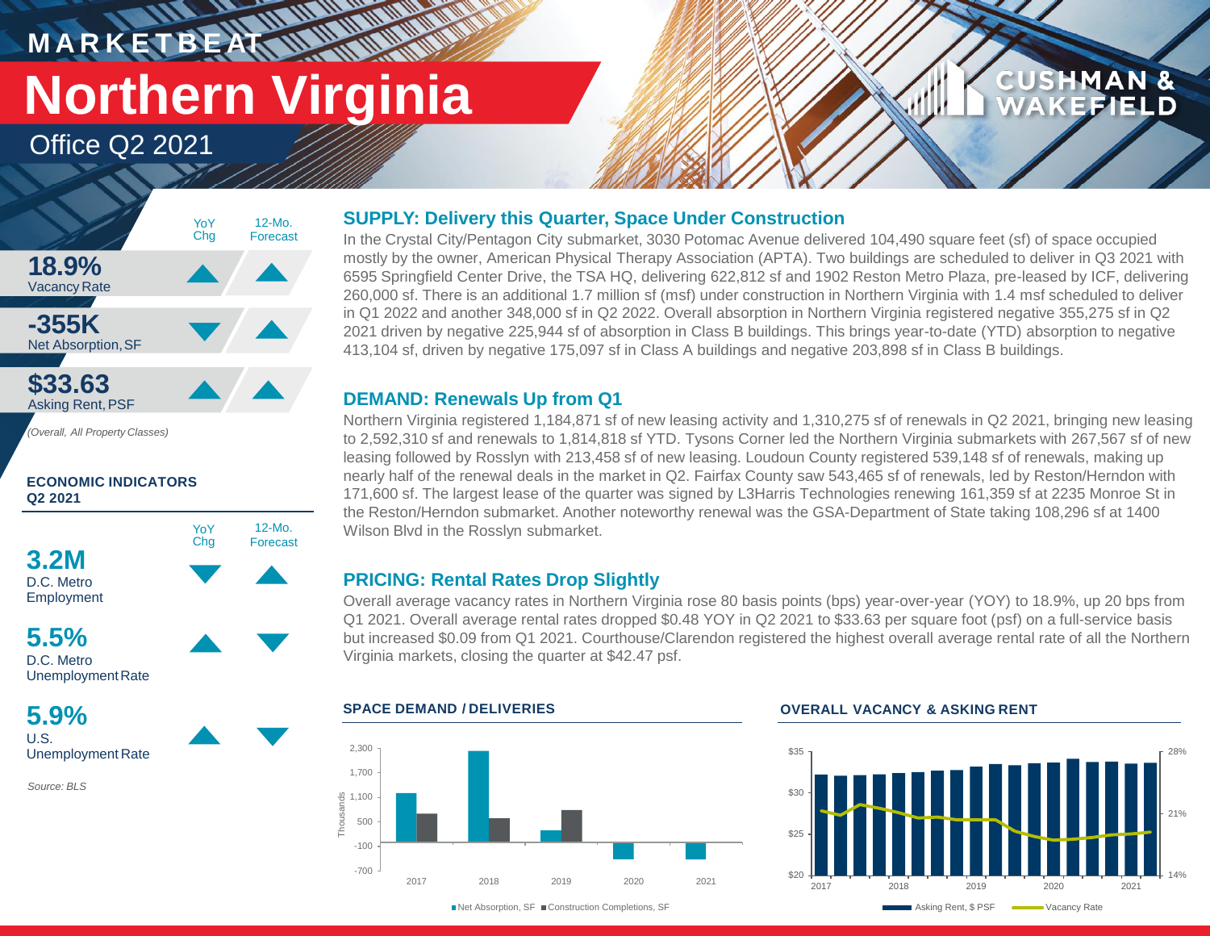MARKETBEAT

# Northern Virginia

Office Q2 2021

CUSHMAN & WAKEFIELD

| | YoY Chg | 12-Mo. Forecast |
|---|---|---|
| **18.9%** Vacancy Rate | ▲ | ▲ |
| **-355K** Net Absorption, SF | ▼ | ▲ |
| **$33.63** Asking Rent, PSF | ▲ | ▲ |

*(Overall, All Property Classes)*

**ECONOMIC INDICATORS Q2 2021**

| | YoY Chg | 12-Mo. Forecast |
|---|---|---|
| **3.2M** D.C. Metro Employment | ▼ | ▲ |
| **5.5%** D.C. Metro Unemployment Rate | ▲ | ▼ |
| **5.9%** U.S. Unemployment Rate | ▲ | ▼ |

*Source: BLS*

## SUPPLY: Delivery this Quarter, Space Under Construction

In the Crystal City/Pentagon City submarket, 3030 Potomac Avenue delivered 104,490 square feet (sf) of space occupied mostly by the owner, American Physical Therapy Association (APTA). Two buildings are scheduled to deliver in Q3 2021 with 6595 Springfield Center Drive, the TSA HQ, delivering 622,812 sf and 1902 Reston Metro Plaza, pre-leased by ICF, delivering 260,000 sf. There is an additional 1.7 million sf (msf) under construction in Northern Virginia with 1.4 msf scheduled to deliver in Q1 2022 and another 348,000 sf in Q2 2022. Overall absorption in Northern Virginia registered negative 355,275 sf in Q2 2021 driven by negative 225,944 sf of absorption in Class B buildings. This brings year-to-date (YTD) absorption to negative 413,104 sf, driven by negative 175,097 sf in Class A buildings and negative 203,898 sf in Class B buildings.

## DEMAND: Renewals Up from Q1

Northern Virginia registered 1,184,871 sf of new leasing activity and 1,310,275 sf of renewals in Q2 2021, bringing new leasing to 2,592,310 sf and renewals to 1,814,818 sf YTD. Tysons Corner led the Northern Virginia submarkets with 267,567 sf of new leasing followed by Rosslyn with 213,458 sf of new leasing. Loudoun County registered 539,148 sf of renewals, making up nearly half of the renewal deals in the market in Q2. Fairfax County saw 543,465 sf of renewals, led by Reston/Herndon with 171,600 sf. The largest lease of the quarter was signed by L3Harris Technologies renewing 161,359 sf at 2235 Monroe St in the Reston/Herndon submarket. Another noteworthy renewal was the GSA-Department of State taking 108,296 sf at 1400 Wilson Blvd in the Rosslyn submarket.

## PRICING: Rental Rates Drop Slightly

Overall average vacancy rates in Northern Virginia rose 80 basis points (bps) year-over-year (YOY) to 18.9%, up 20 bps from Q1 2021. Overall average rental rates dropped $0.48 YOY in Q2 2021 to $33.63 per square foot (psf) on a full-service basis but increased $0.09 from Q1 2021. Courthouse/Clarendon registered the highest overall average rental rate of all the Northern Virginia markets, closing the quarter at $42.47 psf.

### SPACE DEMAND / DELIVERIES

Net Absorption, SF ■ Construction Completions, SF

### OVERALL VACANCY & ASKING RENT

Asking Rent, $ PSF — Vacancy Rate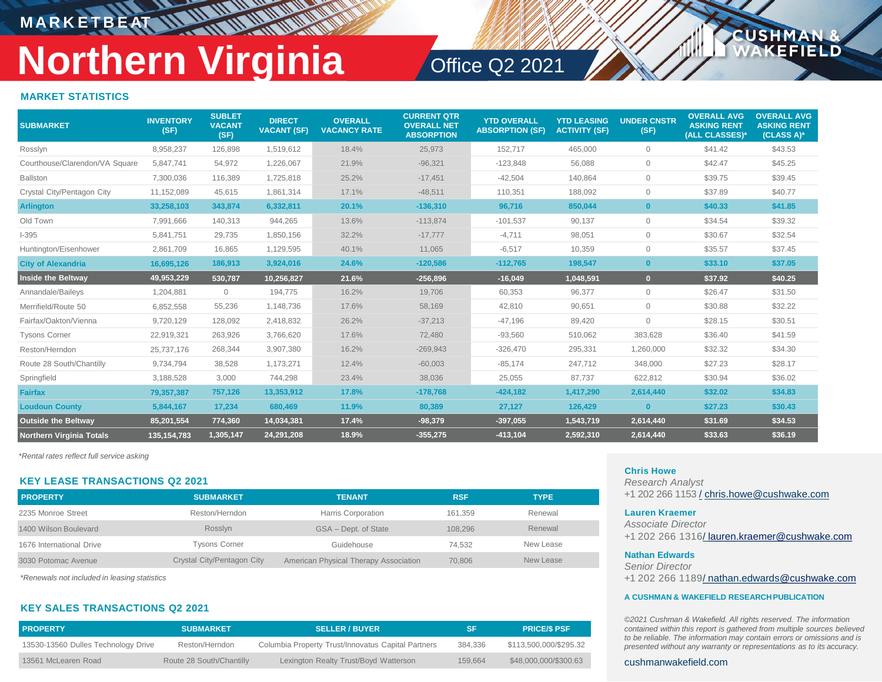MARKETBEAT

# Northern Virginia

Office Q2 2021

CUSHMAN & WAKEFIELD

## MARKET STATISTICS

| SUBMARKET | INVENTORY (SF) | SUBLET VACANT (SF) | DIRECT VACANT (SF) | OVERALL VACANCY RATE | CURRENT QTR OVERALL NET ABSORPTION | YTD OVERALL ABSORPTION (SF) | YTD LEASING ACTIVITY (SF) | UNDER CNSTR (SF) | OVERALL AVG ASKING RENT (ALL CLASSES)* | OVERALL AVG ASKING RENT (CLASS A)* |
|---|---|---|---|---|---|---|---|---|---|---|
| Rosslyn | 8,958,237 | 126,898 | 1,519,612 | 18.4% | 25,973 | 152,717 | 465,000 | 0 | $41.42 | $43.53 |
| Courthouse/Clarendon/VA Square | 5,847,741 | 54,972 | 1,226,067 | 21.9% | -96,321 | -123,848 | 56,088 | 0 | $42.47 | $45.25 |
| Ballston | 7,300,036 | 116,389 | 1,725,818 | 25.2% | -17,451 | -42,504 | 140,864 | 0 | $39.75 | $39.45 |
| Crystal City/Pentagon City | 11,152,089 | 45,615 | 1,861,314 | 17.1% | -48,511 | 110,351 | 188,092 | 0 | $37.89 | $40.77 |
| **Arlington** | **33,258,103** | **343,874** | **6,332,811** | **20.1%** | **-136,310** | **96,716** | **850,044** | **0** | **$40.33** | **$41.85** |
| Old Town | 7,991,666 | 140,313 | 944,265 | 13.6% | -113,874 | -101,537 | 90,137 | 0 | $34.54 | $39.32 |
| I-395 | 5,841,751 | 29,735 | 1,850,156 | 32.2% | -17,777 | -4,711 | 98,051 | 0 | $30.67 | $32.54 |
| Huntington/Eisenhower | 2,861,709 | 16,865 | 1,129,595 | 40.1% | 11,065 | -6,517 | 10,359 | 0 | $35.57 | $37.45 |
| **City of Alexandria** | **16,695,126** | **186,913** | **3,924,016** | **24.6%** | **-120,586** | **-112,765** | **198,547** | **0** | **$33.10** | **$37.05** |
| **Inside the Beltway** | **49,953,229** | **530,787** | **10,256,827** | **21.6%** | **-256,896** | **-16,049** | **1,048,591** | **0** | **$37.92** | **$40.25** |
| Annandale/Baileys | 1,204,881 | 0 | 194,775 | 16.2% | 19,706 | 60,353 | 96,377 | 0 | $26.47 | $31.50 |
| Merrifield/Route 50 | 6,852,558 | 55,236 | 1,148,736 | 17.6% | 58,169 | 42,810 | 90,651 | 0 | $30.88 | $32.22 |
| Fairfax/Oakton/Vienna | 9,720,129 | 128,092 | 2,418,832 | 26.2% | -37,213 | -47,196 | 89,420 | 0 | $28.15 | $30.51 |
| Tysons Corner | 22,919,321 | 263,926 | 3,766,620 | 17.6% | 72,480 | -93,560 | 510,062 | 383,628 | $36.40 | $41.59 |
| Reston/Herndon | 25,737,176 | 268,344 | 3,907,380 | 16.2% | -269,943 | -326,470 | 295,331 | 1,260,000 | $32.32 | $34.30 |
| Route 28 South/Chantilly | 9,734,794 | 38,528 | 1,173,271 | 12.4% | -60,003 | -85,174 | 247,712 | 348,000 | $27.23 | $28.17 |
| Springfield | 3,188,528 | 3,000 | 744,298 | 23.4% | 38,036 | 25,055 | 87,737 | 622,812 | $30.94 | $36.02 |
| **Fairfax** | **79,357,387** | **757,126** | **13,353,912** | **17.8%** | **-178,768** | **-424,182** | **1,417,290** | **2,614,440** | **$32.02** | **$34.83** |
| **Loudoun County** | **5,844,167** | **17,234** | **680,469** | **11.9%** | **80,389** | **27,127** | **126,429** | **0** | **$27.23** | **$30.43** |
| **Outside the Beltway** | **85,201,554** | **774,360** | **14,034,381** | **17.4%** | **-98,379** | **-397,055** | **1,543,719** | **2,614,440** | **$31.69** | **$34.53** |
| **Northern Virginia Totals** | **135,154,783** | **1,305,147** | **24,291,208** | **18.9%** | **-355,275** | **-413,104** | **2,592,310** | **2,614,440** | **$33.63** | **$36.19** |

*Rental rates reflect full service asking

## KEY LEASE TRANSACTIONS Q2 2021

| PROPERTY | SUBMARKET | TENANT | RSF | TYPE |
|---|---|---|---|---|
| 2235 Monroe Street | Reston/Herndon | Harris Corporation | 161,359 | Renewal |
| 1400 Wilson Boulevard | Rosslyn | GSA – Dept. of State | 108,296 | Renewal |
| 1676 International Drive | Tysons Corner | Guidehouse | 74,532 | New Lease |
| 3030 Potomac Avenue | Crystal City/Pentagon City | American Physical Therapy Association | 70,806 | New Lease |

*Renewals not included in leasing statistics

## KEY SALES TRANSACTIONS Q2 2021

| PROPERTY | SUBMARKET | SELLER / BUYER | SF | PRICE/$ PSF |
|---|---|---|---|---|
| 13530-13560 Dulles Technology Drive | Reston/Herndon | Columbia Property Trust/Innovatus Capital Partners | 384,336 | $113,500,000/$295.32 |
| 13561 McLearen Road | Route 28 South/Chantilly | Lexington Realty Trust/Boyd Watterson | 159,664 | $48,000,000/$300.63 |

**Chris Howe**
*Research Analyst*
+1 202 266 1153 / chris.howe@cushwake.com

**Lauren Kraemer**
*Associate Director*
+1 202 266 1316/ lauren.kraemer@cushwake.com

**Nathan Edwards**
*Senior Director*
+1 202 266 1189/ nathan.edwards@cushwake.com

**A CUSHMAN & WAKEFIELD RESEARCH PUBLICATION**

*©2021 Cushman & Wakefield. All rights reserved. The information contained within this report is gathered from multiple sources believed to be reliable. The information may contain errors or omissions and is presented without any warranty or representations as to its accuracy.*

cushmanwakefield.com